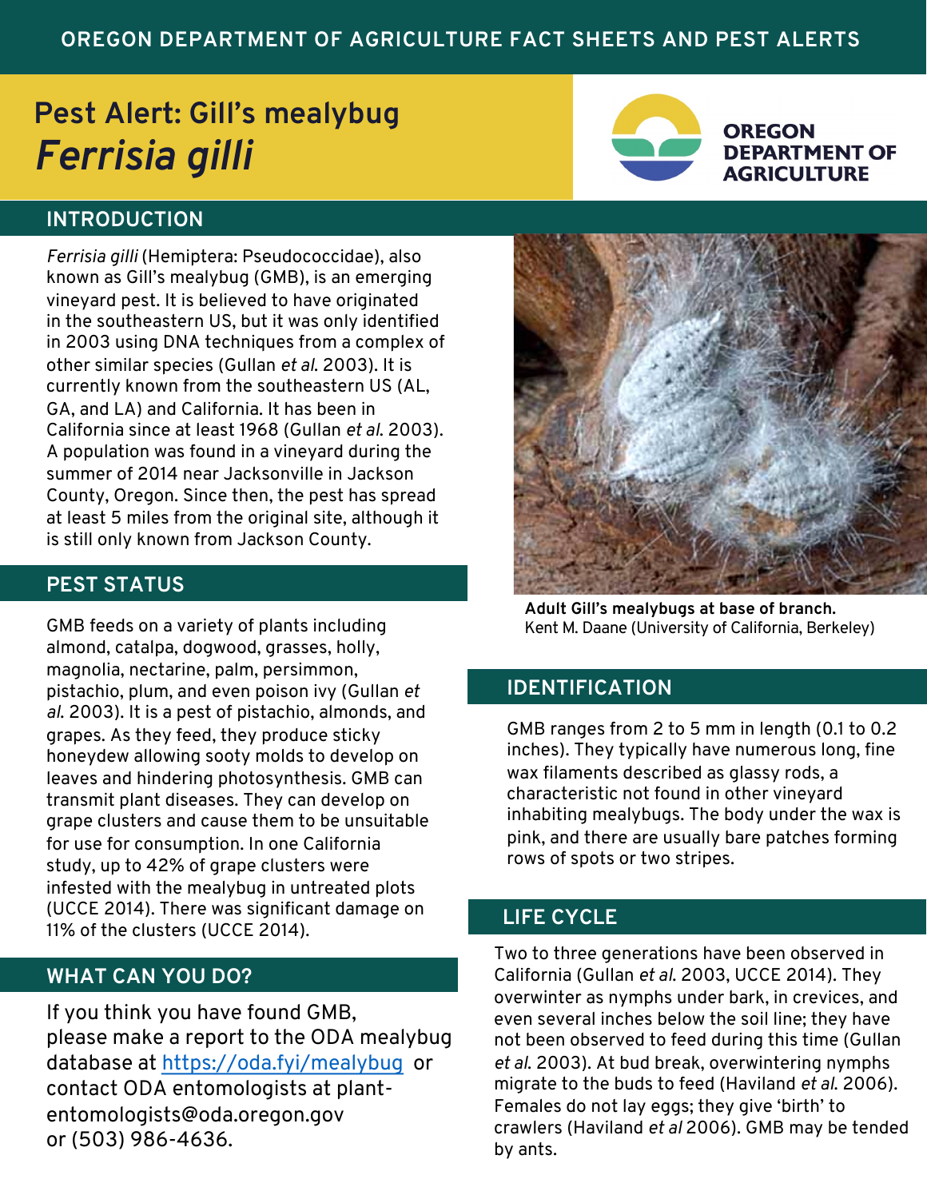OREGON DEPARTMENT OF AGRICULTURE FACT SHEETS AND PEST ALERTS

# Pest Alert: Gill's mealybug *Ferrisia gilli*

OREGON DEPARTMENT OF AGRICULTURE

## INTRODUCTION

*Ferrisia gilli* (Hemiptera: Pseudococcidae), also known as Gill's mealybug (GMB), is an emerging vineyard pest. It is believed to have originated in the southeastern US, but it was only identified in 2003 using DNA techniques from a complex of other similar species (Gullan *et al.* 2003). It is currently known from the southeastern US (AL, GA, and LA) and California. It has been in California since at least 1968 (Gullan *et al.* 2003). A population was found in a vineyard during the summer of 2014 near Jacksonville in Jackson County, Oregon. Since then, the pest has spread at least 5 miles from the original site, although it is still only known from Jackson County.

**Adult Gill's mealybugs at base of branch.** Kent M. Daane (University of California, Berkeley)

## PEST STATUS

GMB feeds on a variety of plants including almond, catalpa, dogwood, grasses, holly, magnolia, nectarine, palm, persimmon, pistachio, plum, and even poison ivy (Gullan *et al.* 2003). It is a pest of pistachio, almonds, and grapes. As they feed, they produce sticky honeydew allowing sooty molds to develop on leaves and hindering photosynthesis. GMB can transmit plant diseases. They can develop on grape clusters and cause them to be unsuitable for use for consumption. In one California study, up to 42% of grape clusters were infested with the mealybug in untreated plots (UCCE 2014). There was significant damage on 11% of the clusters (UCCE 2014).

## WHAT CAN YOU DO?

If you think you have found GMB, please make a report to the ODA mealybug database at https://oda.fyi/mealybug or contact ODA entomologists at plant-entomologists@oda.oregon.gov or (503) 986-4636.

## IDENTIFICATION

GMB ranges from 2 to 5 mm in length (0.1 to 0.2 inches). They typically have numerous long, fine wax filaments described as glassy rods, a characteristic not found in other vineyard inhabiting mealybugs. The body under the wax is pink, and there are usually bare patches forming rows of spots or two stripes.

## LIFE CYCLE

Two to three generations have been observed in California (Gullan *et al.* 2003, UCCE 2014). They overwinter as nymphs under bark, in crevices, and even several inches below the soil line; they have not been observed to feed during this time (Gullan *et al.* 2003). At bud break, overwintering nymphs migrate to the buds to feed (Haviland *et al.* 2006). Females do not lay eggs; they give 'birth' to crawlers (Haviland *et al* 2006). GMB may be tended by ants.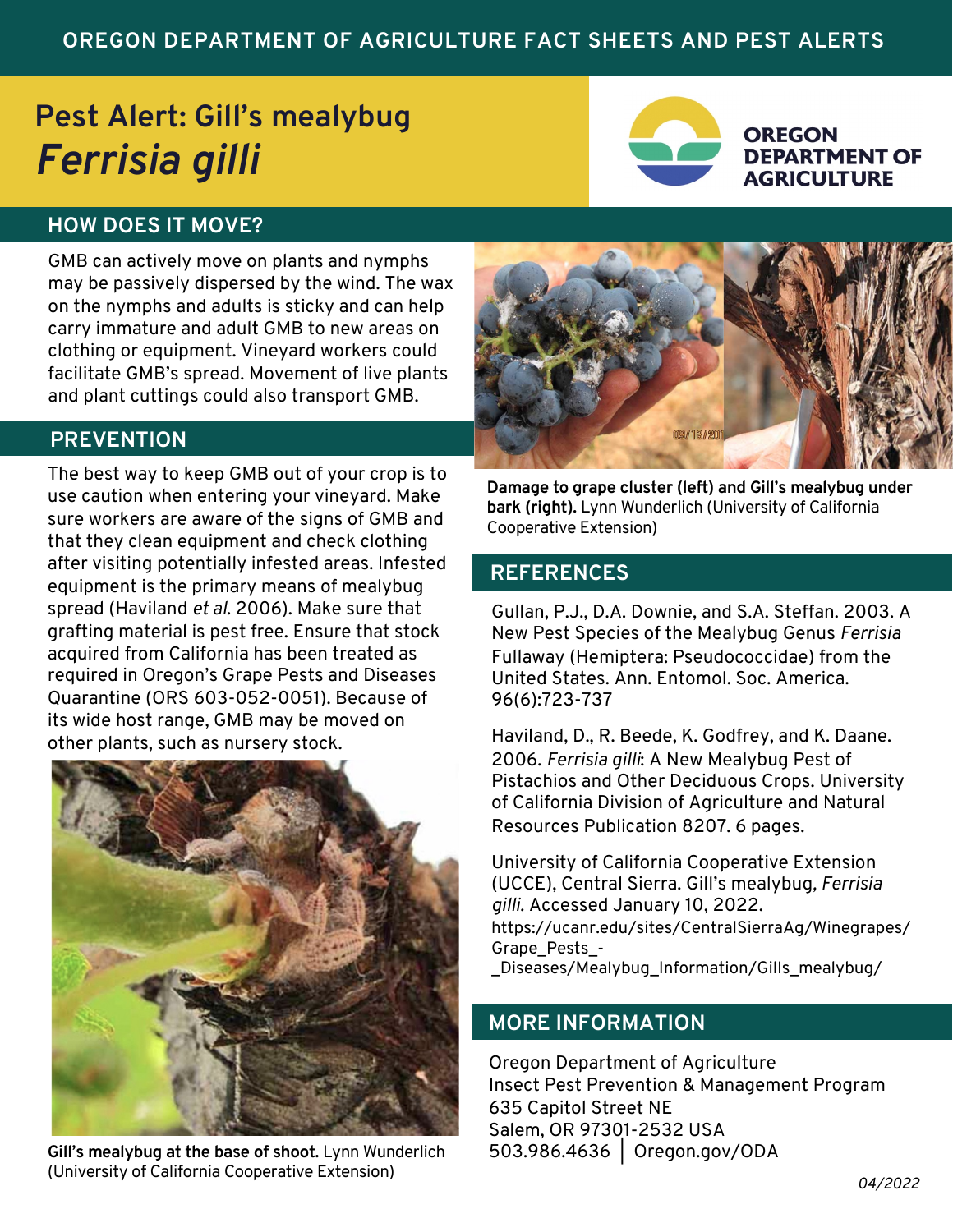# Pest Alert: Gill's mealybug *Ferrisia gilli*

## HOW DOES IT MOVE?

GMB can actively move on plants and nymphs may be passively dispersed by the wind. The wax on the nymphs and adults is sticky and can help carry immature and adult GMB to new areas on clothing or equipment. Vineyard workers could facilitate GMB's spread. Movement of live plants and plant cuttings could also transport GMB.

## PREVENTION

The best way to keep GMB out of your crop is to use caution when entering your vineyard. Make sure workers are aware of the signs of GMB and that they clean equipment and check clothing after visiting potentially infested areas. Infested equipment is the primary means of mealybug spread (Haviland *et al.* 2006). Make sure that grafting material is pest free. Ensure that stock acquired from California has been treated as required in Oregon's Grape Pests and Diseases Quarantine (ORS 603-052-0051). Because of its wide host range, GMB may be moved on other plants, such as nursery stock.

**Gill's mealybug at the base of shoot.** Lynn Wunderlich (University of California Cooperative Extension)

**Damage to grape cluster (left) and Gill's mealybug under bark (right).** Lynn Wunderlich (University of California Cooperative Extension)

## REFERENCES

Gullan, P.J., D.A. Downie, and S.A. Steffan. 2003. A New Pest Species of the Mealybug Genus *Ferrisia* Fullaway (Hemiptera: Pseudococcidae) from the United States. Ann. Entomol. Soc. America. 96(6):723-737

Haviland, D., R. Beede, K. Godfrey, and K. Daane. 2006. *Ferrisia gilli*: A New Mealybug Pest of Pistachios and Other Deciduous Crops. University of California Division of Agriculture and Natural Resources Publication 8207. 6 pages.

University of California Cooperative Extension (UCCE), Central Sierra. Gill's mealybug, *Ferrisia gilli*. Accessed January 10, 2022. https://ucanr.edu/sites/CentralSierraAg/Winegrapes/Grape_Pests_-_Diseases/Mealybug_Information/Gills_mealybug/

## MORE INFORMATION

Oregon Department of Agriculture
Insect Pest Prevention & Management Program
635 Capitol Street NE
Salem, OR 97301-2532 USA
503.986.4636 | Oregon.gov/ODA

*04/2022*